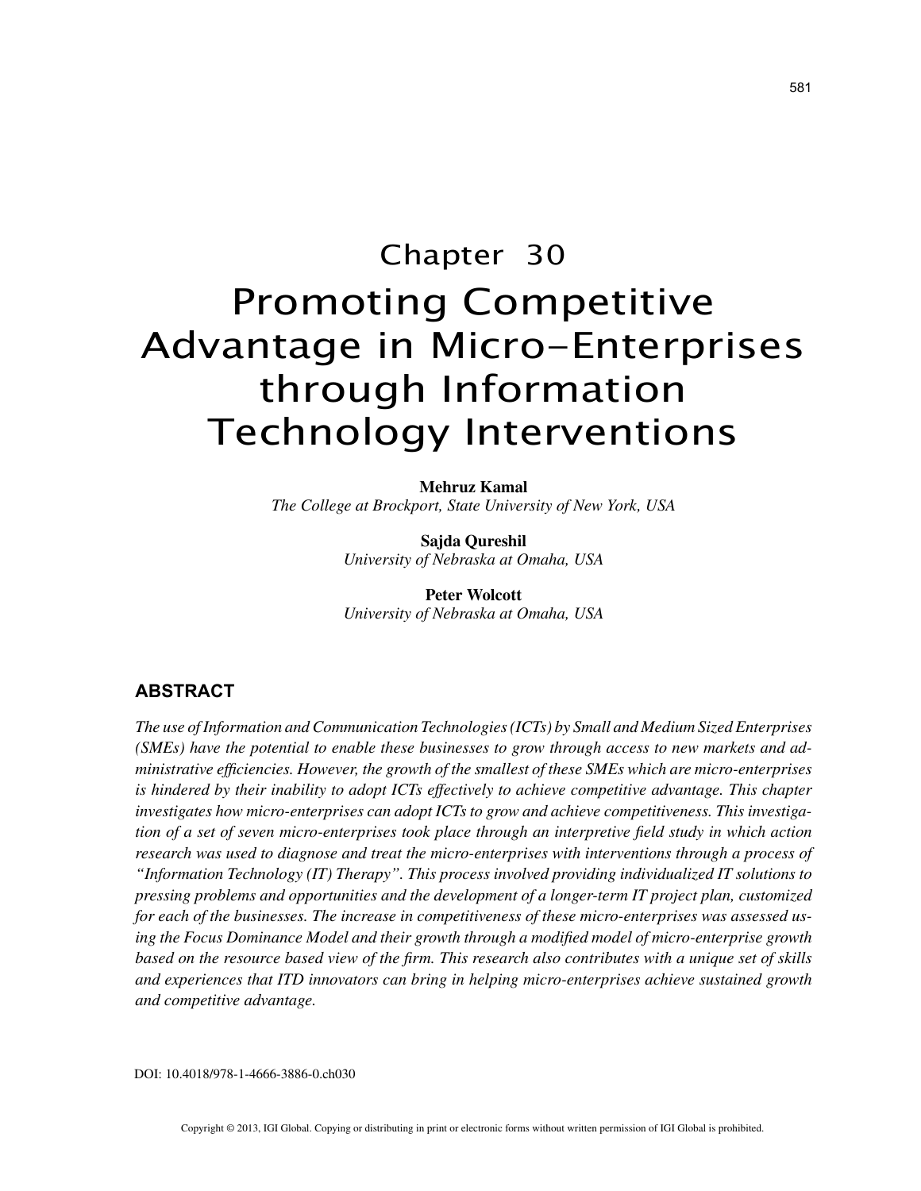# Chapter 30

# Promoting Competitive Advantage in Micro-Enterprises through Information Technology Interventions

**Mehruz Kamal**
*The College at Brockport, State University of New York, USA*

**Sajda Qureshil**
*University of Nebraska at Omaha, USA*

**Peter Wolcott**
*University of Nebraska at Omaha, USA*

## ABSTRACT

*The use of Information and Communication Technologies (ICTs) by Small and Medium Sized Enterprises (SMEs) have the potential to enable these businesses to grow through access to new markets and administrative efficiencies. However, the growth of the smallest of these SMEs which are micro-enterprises is hindered by their inability to adopt ICTs effectively to achieve competitive advantage. This chapter investigates how micro-enterprises can adopt ICTs to grow and achieve competitiveness. This investigation of a set of seven micro-enterprises took place through an interpretive field study in which action research was used to diagnose and treat the micro-enterprises with interventions through a process of "Information Technology (IT) Therapy". This process involved providing individualized IT solutions to pressing problems and opportunities and the development of a longer-term IT project plan, customized for each of the businesses. The increase in competitiveness of these micro-enterprises was assessed using the Focus Dominance Model and their growth through a modified model of micro-enterprise growth based on the resource based view of the firm. This research also contributes with a unique set of skills and experiences that ITD innovators can bring in helping micro-enterprises achieve sustained growth and competitive advantage.*

DOI: 10.4018/978-1-4666-3886-0.ch030

Copyright © 2013, IGI Global. Copying or distributing in print or electronic forms without written permission of IGI Global is prohibited.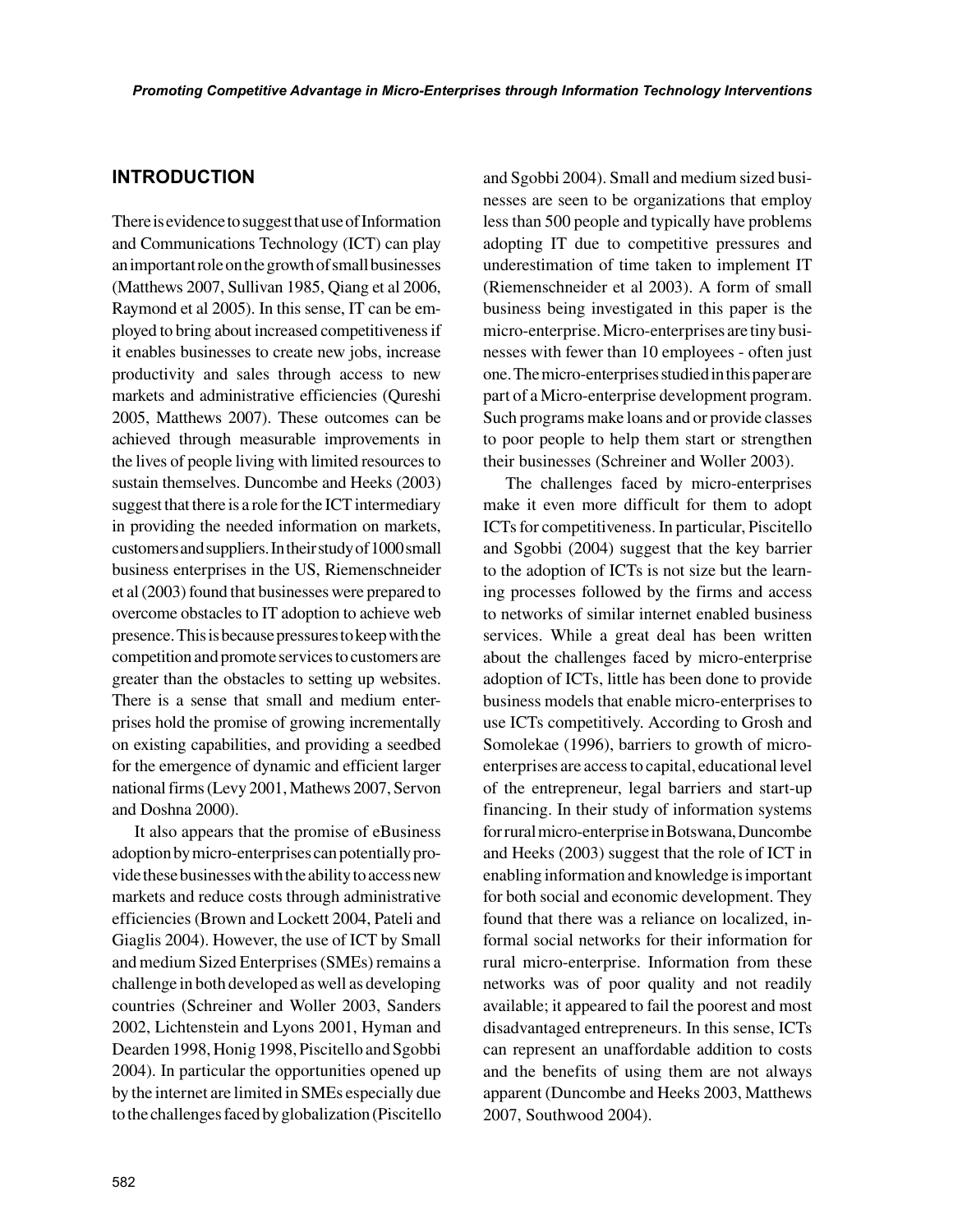## INTRODUCTION

There is evidence to suggest that use of Information and Communications Technology (ICT) can play an important role on the growth of small businesses (Matthews 2007, Sullivan 1985, Qiang et al 2006, Raymond et al 2005). In this sense, IT can be employed to bring about increased competitiveness if it enables businesses to create new jobs, increase productivity and sales through access to new markets and administrative efficiencies (Qureshi 2005, Matthews 2007). These outcomes can be achieved through measurable improvements in the lives of people living with limited resources to sustain themselves. Duncombe and Heeks (2003) suggest that there is a role for the ICT intermediary in providing the needed information on markets, customers and suppliers. In their study of 1000 small business enterprises in the US, Riemenschneider et al (2003) found that businesses were prepared to overcome obstacles to IT adoption to achieve web presence. This is because pressures to keep with the competition and promote services to customers are greater than the obstacles to setting up websites. There is a sense that small and medium enterprises hold the promise of growing incrementally on existing capabilities, and providing a seedbed for the emergence of dynamic and efficient larger national firms (Levy 2001, Mathews 2007, Servon and Doshna 2000).

It also appears that the promise of eBusiness adoption by micro-enterprises can potentially provide these businesses with the ability to access new markets and reduce costs through administrative efficiencies (Brown and Lockett 2004, Pateli and Giaglis 2004). However, the use of ICT by Small and medium Sized Enterprises (SMEs) remains a challenge in both developed as well as developing countries (Schreiner and Woller 2003, Sanders 2002, Lichtenstein and Lyons 2001, Hyman and Dearden 1998, Honig 1998, Piscitello and Sgobbi 2004). In particular the opportunities opened up by the internet are limited in SMEs especially due to the challenges faced by globalization (Piscitello and Sgobbi 2004). Small and medium sized businesses are seen to be organizations that employ less than 500 people and typically have problems adopting IT due to competitive pressures and underestimation of time taken to implement IT (Riemenschneider et al 2003). A form of small business being investigated in this paper is the micro-enterprise. Micro-enterprises are tiny businesses with fewer than 10 employees - often just one. The micro-enterprises studied in this paper are part of a Micro-enterprise development program. Such programs make loans and or provide classes to poor people to help them start or strengthen their businesses (Schreiner and Woller 2003).

The challenges faced by micro-enterprises make it even more difficult for them to adopt ICTs for competitiveness. In particular, Piscitello and Sgobbi (2004) suggest that the key barrier to the adoption of ICTs is not size but the learning processes followed by the firms and access to networks of similar internet enabled business services. While a great deal has been written about the challenges faced by micro-enterprise adoption of ICTs, little has been done to provide business models that enable micro-enterprises to use ICTs competitively. According to Grosh and Somolekae (1996), barriers to growth of micro-enterprises are access to capital, educational level of the entrepreneur, legal barriers and start-up financing. In their study of information systems for rural micro-enterprise in Botswana, Duncombe and Heeks (2003) suggest that the role of ICT in enabling information and knowledge is important for both social and economic development. They found that there was a reliance on localized, informal social networks for their information for rural micro-enterprise. Information from these networks was of poor quality and not readily available; it appeared to fail the poorest and most disadvantaged entrepreneurs. In this sense, ICTs can represent an unaffordable addition to costs and the benefits of using them are not always apparent (Duncombe and Heeks 2003, Matthews 2007, Southwood 2004).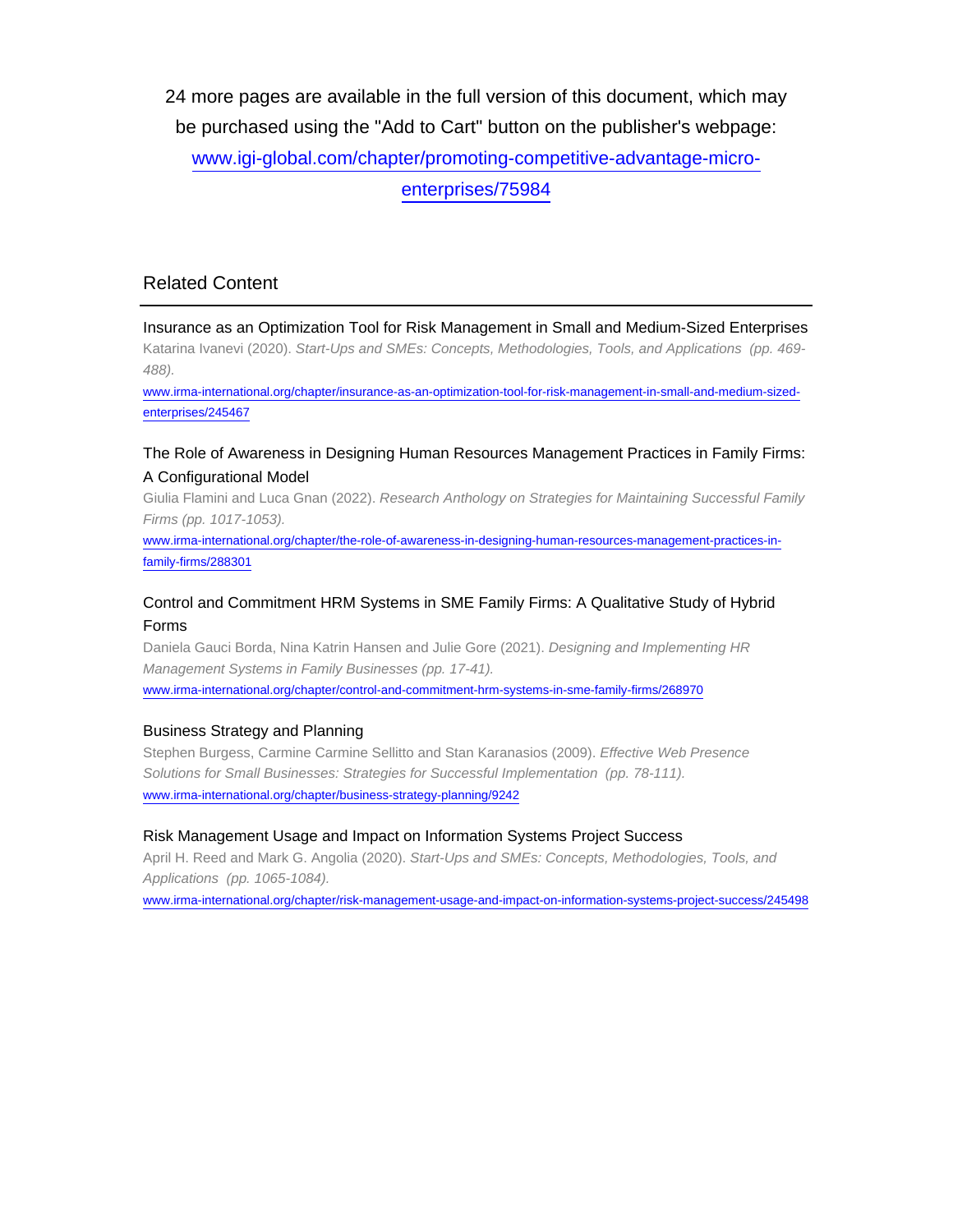24 more pages are available in the full version of this document, which may be purchased using the "Add to Cart" button on the publisher's webpage: www.igi-global.com/chapter/promoting-competitive-advantage-micro-enterprises/75984

## Related Content

**Insurance as an Optimization Tool for Risk Management in Small and Medium-Sized Enterprises**
Katarina Ivanevi (2020). *Start-Ups and SMEs: Concepts, Methodologies, Tools, and Applications (pp. 469-488).*
www.irma-international.org/chapter/insurance-as-an-optimization-tool-for-risk-management-in-small-and-medium-sized-enterprises/245467

**The Role of Awareness in Designing Human Resources Management Practices in Family Firms: A Configurational Model**
Giulia Flamini and Luca Gnan (2022). *Research Anthology on Strategies for Maintaining Successful Family Firms (pp. 1017-1053).*
www.irma-international.org/chapter/the-role-of-awareness-in-designing-human-resources-management-practices-in-family-firms/288301

**Control and Commitment HRM Systems in SME Family Firms: A Qualitative Study of Hybrid Forms**
Daniela Gauci Borda, Nina Katrin Hansen and Julie Gore (2021). *Designing and Implementing HR Management Systems in Family Businesses (pp. 17-41).*
www.irma-international.org/chapter/control-and-commitment-hrm-systems-in-sme-family-firms/268970

**Business Strategy and Planning**
Stephen Burgess, Carmine Carmine Sellitto and Stan Karanasios (2009). *Effective Web Presence Solutions for Small Businesses: Strategies for Successful Implementation (pp. 78-111).*
www.irma-international.org/chapter/business-strategy-planning/9242

**Risk Management Usage and Impact on Information Systems Project Success**
April H. Reed and Mark G. Angolia (2020). *Start-Ups and SMEs: Concepts, Methodologies, Tools, and Applications (pp. 1065-1084).*
www.irma-international.org/chapter/risk-management-usage-and-impact-on-information-systems-project-success/245498